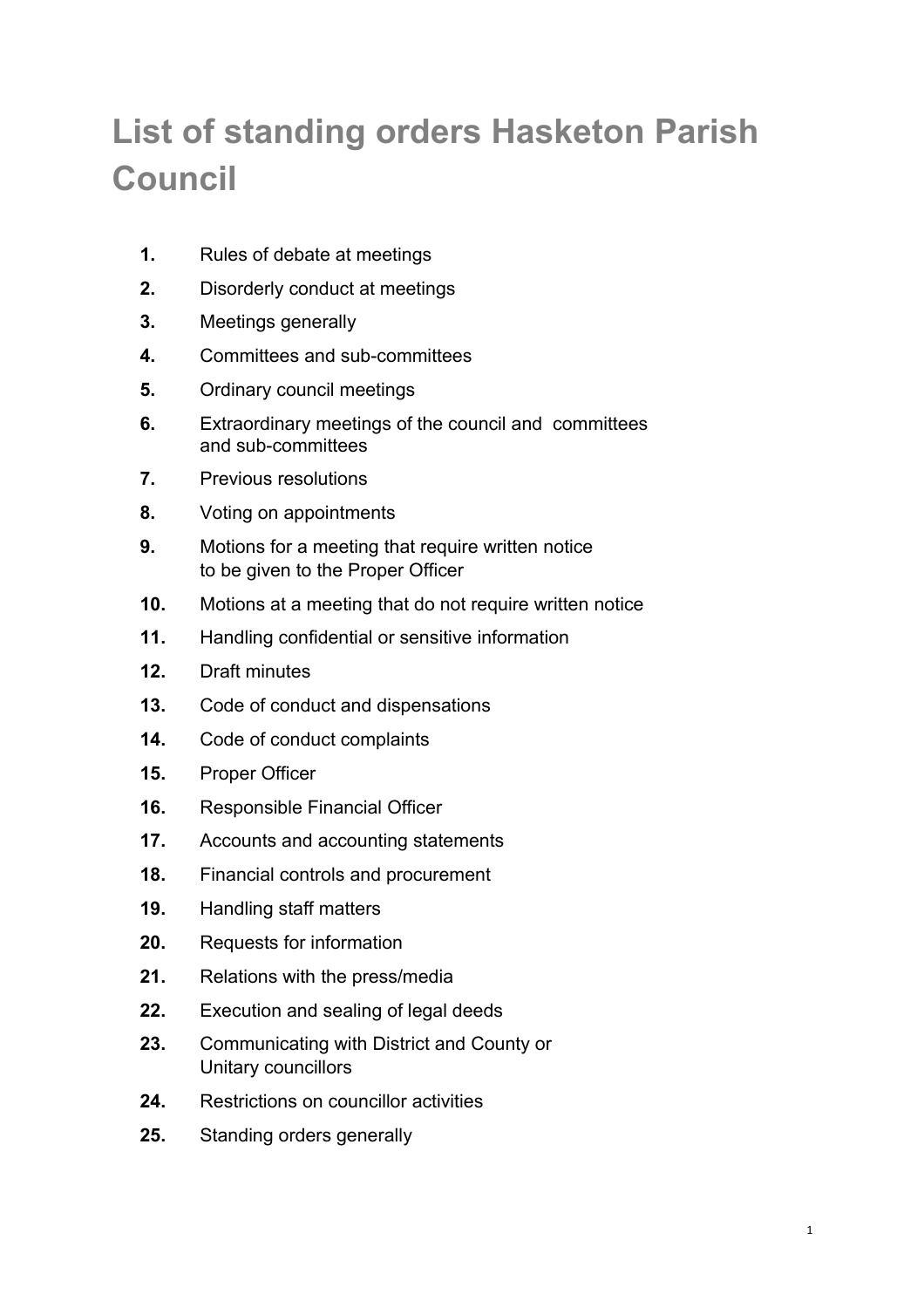# List of standing orders Hasketon Parish Council

1. Rules of debate at meetings
2. Disorderly conduct at meetings
3. Meetings generally
4. Committees and sub-committees
5. Ordinary council meetings
6. Extraordinary meetings of the council and committees and sub-committees
7. Previous resolutions
8. Voting on appointments
9. Motions for a meeting that require written notice to be given to the Proper Officer
10. Motions at a meeting that do not require written notice
11. Handling confidential or sensitive information
12. Draft minutes
13. Code of conduct and dispensations
14. Code of conduct complaints
15. Proper Officer
16. Responsible Financial Officer
17. Accounts and accounting statements
18. Financial controls and procurement
19. Handling staff matters
20. Requests for information
21. Relations with the press/media
22. Execution and sealing of legal deeds
23. Communicating with District and County or Unitary councillors
24. Restrictions on councillor activities
25. Standing orders generally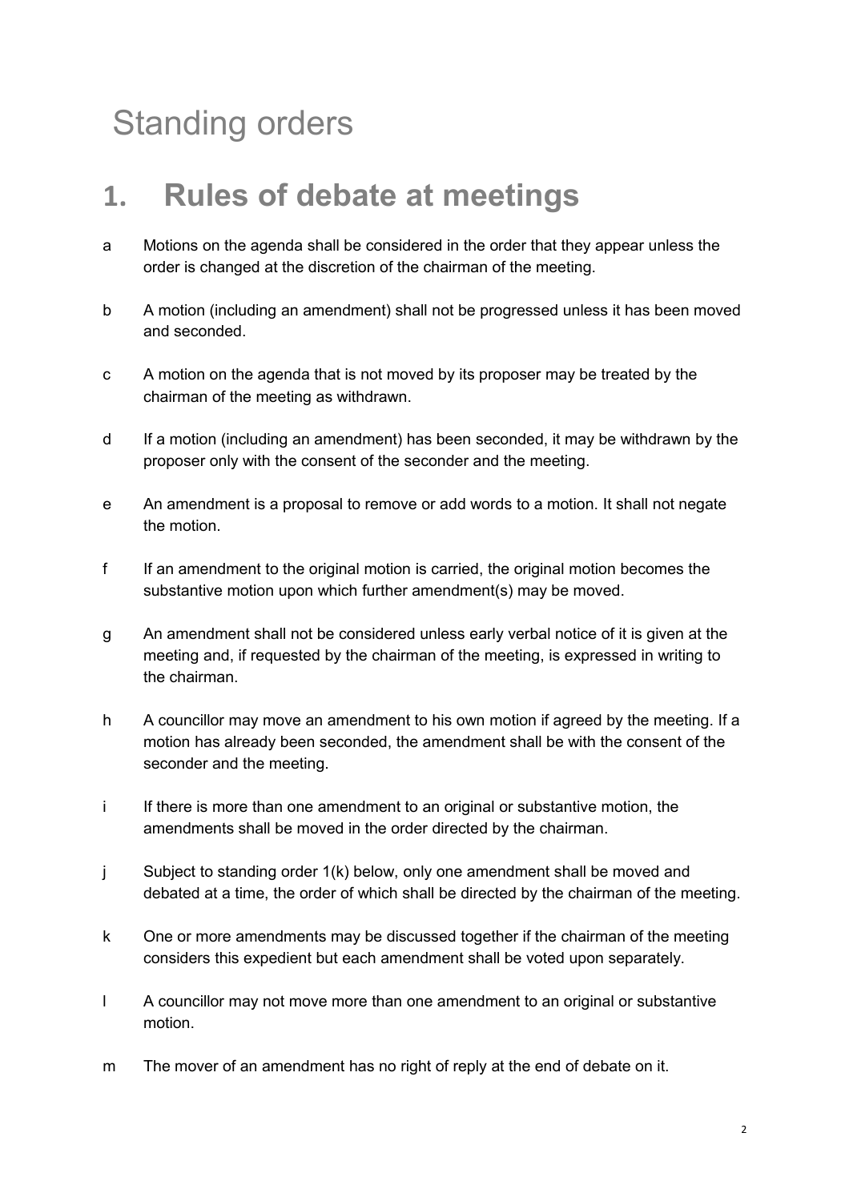# Standing orders

## 1. Rules of debate at meetings

a Motions on the agenda shall be considered in the order that they appear unless the order is changed at the discretion of the chairman of the meeting.

b A motion (including an amendment) shall not be progressed unless it has been moved and seconded.

c A motion on the agenda that is not moved by its proposer may be treated by the chairman of the meeting as withdrawn.

d If a motion (including an amendment) has been seconded, it may be withdrawn by the proposer only with the consent of the seconder and the meeting.

e An amendment is a proposal to remove or add words to a motion. It shall not negate the motion.

f If an amendment to the original motion is carried, the original motion becomes the substantive motion upon which further amendment(s) may be moved.

g An amendment shall not be considered unless early verbal notice of it is given at the meeting and, if requested by the chairman of the meeting, is expressed in writing to the chairman.

h A councillor may move an amendment to his own motion if agreed by the meeting. If a motion has already been seconded, the amendment shall be with the consent of the seconder and the meeting.

i If there is more than one amendment to an original or substantive motion, the amendments shall be moved in the order directed by the chairman.

j Subject to standing order 1(k) below, only one amendment shall be moved and debated at a time, the order of which shall be directed by the chairman of the meeting.

k One or more amendments may be discussed together if the chairman of the meeting considers this expedient but each amendment shall be voted upon separately.

l A councillor may not move more than one amendment to an original or substantive motion.

m The mover of an amendment has no right of reply at the end of debate on it.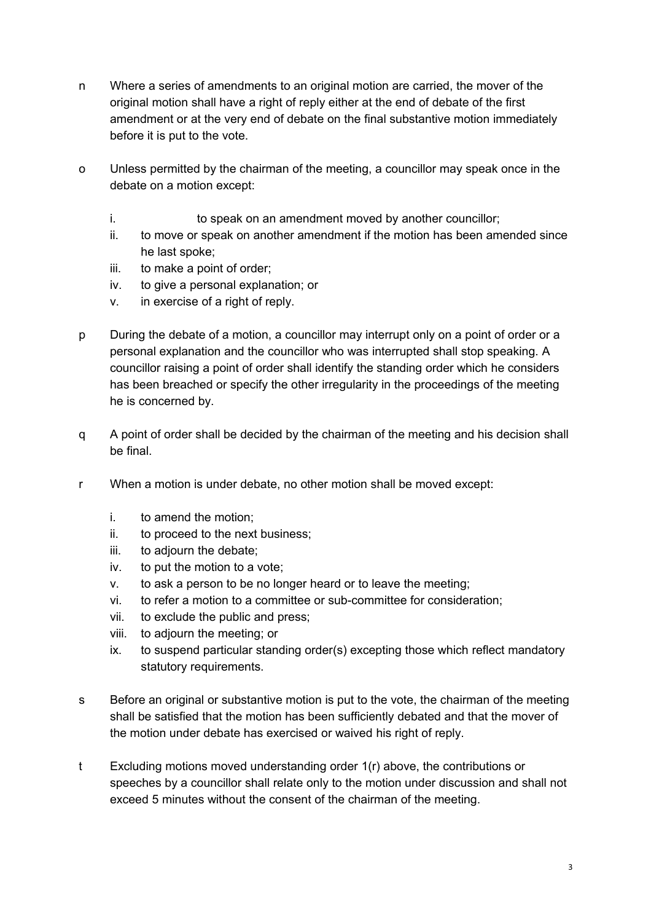n Where a series of amendments to an original motion are carried, the mover of the original motion shall have a right of reply either at the end of debate of the first amendment or at the very end of debate on the final substantive motion immediately before it is put to the vote.

o Unless permitted by the chairman of the meeting, a councillor may speak once in the debate on a motion except:

i. to speak on an amendment moved by another councillor;
ii. to move or speak on another amendment if the motion has been amended since he last spoke;
iii. to make a point of order;
iv. to give a personal explanation; or
v. in exercise of a right of reply.

p During the debate of a motion, a councillor may interrupt only on a point of order or a personal explanation and the councillor who was interrupted shall stop speaking. A councillor raising a point of order shall identify the standing order which he considers has been breached or specify the other irregularity in the proceedings of the meeting he is concerned by.

q A point of order shall be decided by the chairman of the meeting and his decision shall be final.

r When a motion is under debate, no other motion shall be moved except:

i. to amend the motion;
ii. to proceed to the next business;
iii. to adjourn the debate;
iv. to put the motion to a vote;
v. to ask a person to be no longer heard or to leave the meeting;
vi. to refer a motion to a committee or sub-committee for consideration;
vii. to exclude the public and press;
viii. to adjourn the meeting; or
ix. to suspend particular standing order(s) excepting those which reflect mandatory statutory requirements.

s Before an original or substantive motion is put to the vote, the chairman of the meeting shall be satisfied that the motion has been sufficiently debated and that the mover of the motion under debate has exercised or waived his right of reply.

t Excluding motions moved understanding order 1(r) above, the contributions or speeches by a councillor shall relate only to the motion under discussion and shall not exceed 5 minutes without the consent of the chairman of the meeting.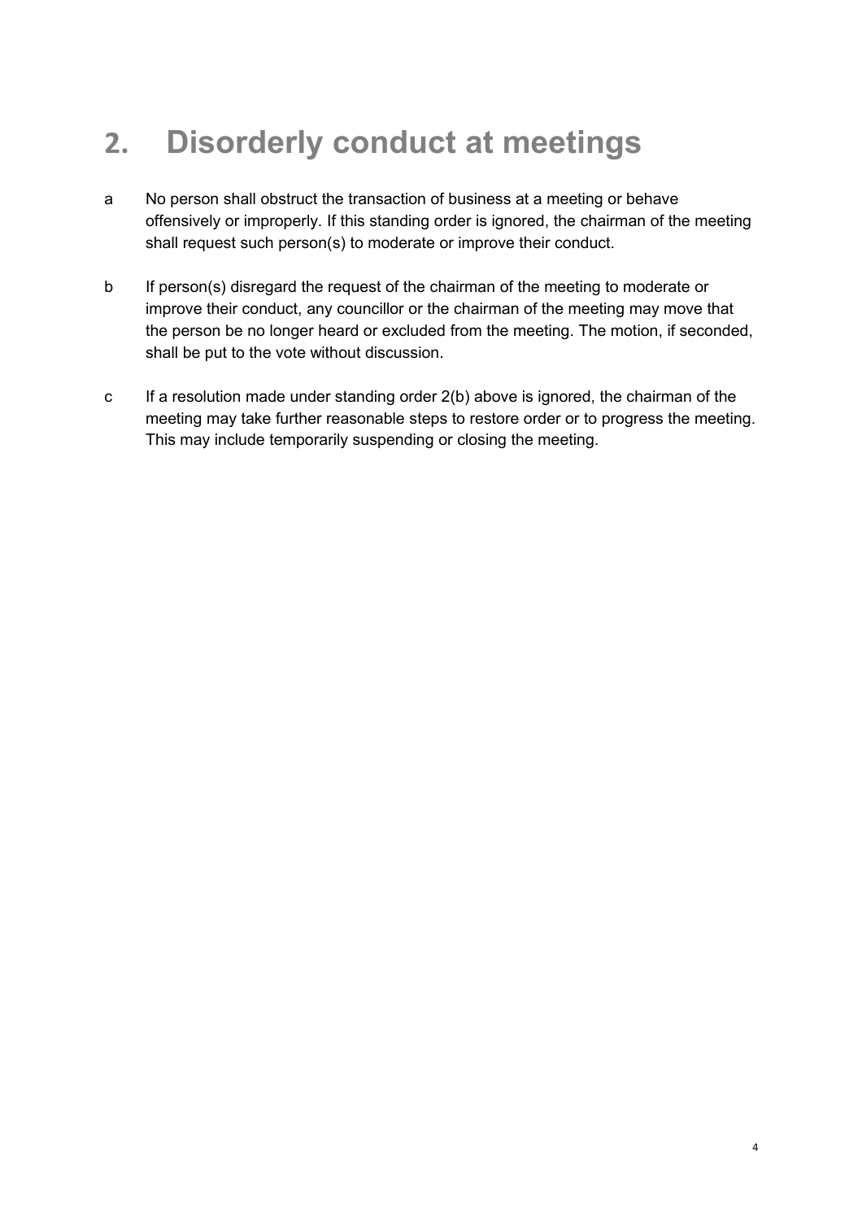# 2. Disorderly conduct at meetings

a No person shall obstruct the transaction of business at a meeting or behave offensively or improperly. If this standing order is ignored, the chairman of the meeting shall request such person(s) to moderate or improve their conduct.

b If person(s) disregard the request of the chairman of the meeting to moderate or improve their conduct, any councillor or the chairman of the meeting may move that the person be no longer heard or excluded from the meeting. The motion, if seconded, shall be put to the vote without discussion.

c If a resolution made under standing order 2(b) above is ignored, the chairman of the meeting may take further reasonable steps to restore order or to progress the meeting. This may include temporarily suspending or closing the meeting.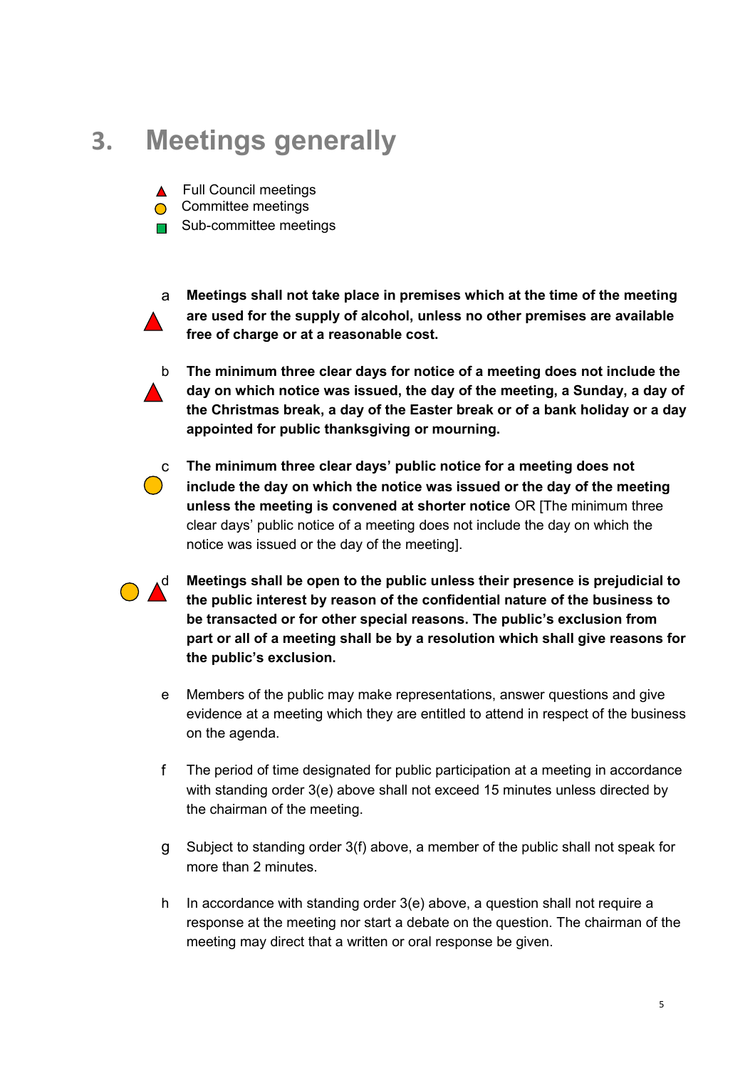## 3. Meetings generally

▲ Full Council meetings
● Committee meetings
■ Sub-committee meetings

a ▲ **Meetings shall not take place in premises which at the time of the meeting are used for the supply of alcohol, unless no other premises are available free of charge or at a reasonable cost.**

b ▲ **The minimum three clear days for notice of a meeting does not include the day on which notice was issued, the day of the meeting, a Sunday, a day of the Christmas break, a day of the Easter break or of a bank holiday or a day appointed for public thanksgiving or mourning.**

c ● **The minimum three clear days' public notice for a meeting does not include the day on which the notice was issued or the day of the meeting unless the meeting is convened at shorter notice** OR [The minimum three clear days' public notice of a meeting does not include the day on which the notice was issued or the day of the meeting].

d ● ▲ **Meetings shall be open to the public unless their presence is prejudicial to the public interest by reason of the confidential nature of the business to be transacted or for other special reasons. The public's exclusion from part or all of a meeting shall be by a resolution which shall give reasons for the public's exclusion.**

e Members of the public may make representations, answer questions and give evidence at a meeting which they are entitled to attend in respect of the business on the agenda.

f The period of time designated for public participation at a meeting in accordance with standing order 3(e) above shall not exceed 15 minutes unless directed by the chairman of the meeting.

g Subject to standing order 3(f) above, a member of the public shall not speak for more than 2 minutes.

h In accordance with standing order 3(e) above, a question shall not require a response at the meeting nor start a debate on the question. The chairman of the meeting may direct that a written or oral response be given.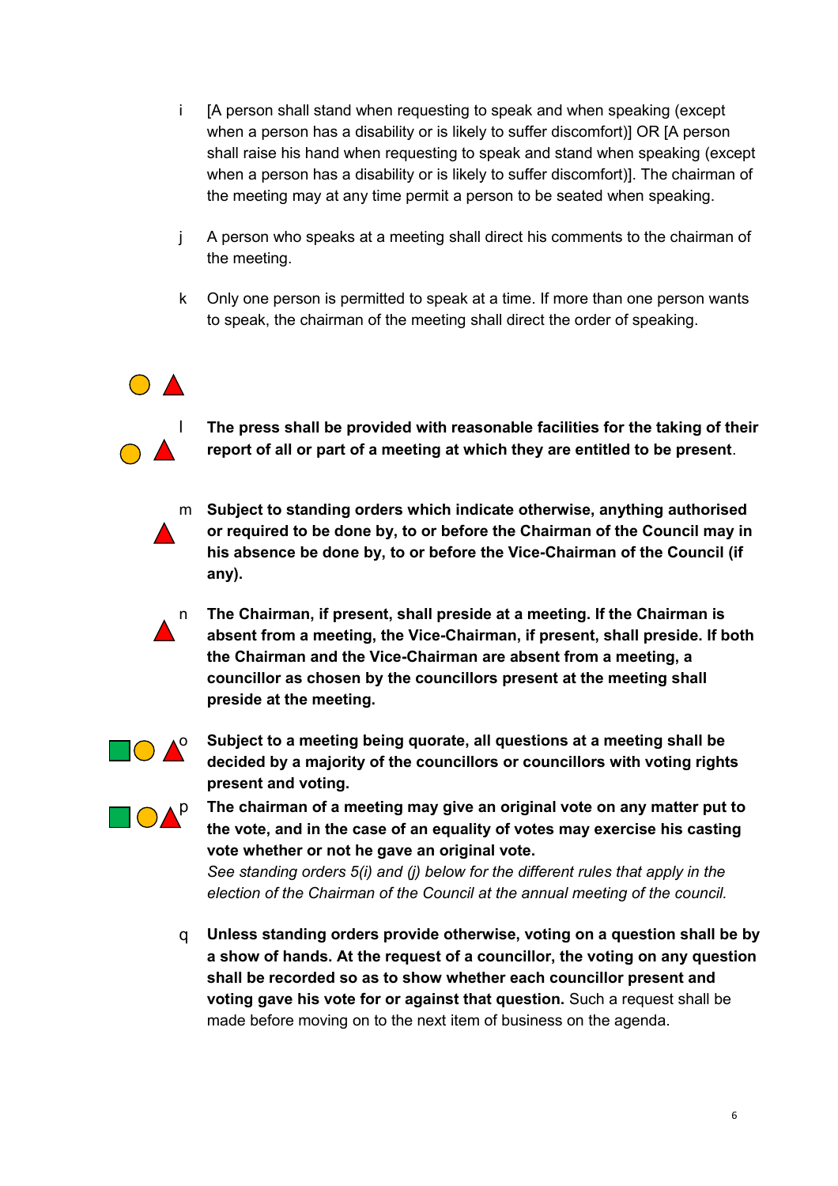i [A person shall stand when requesting to speak and when speaking (except when a person has a disability or is likely to suffer discomfort)] OR [A person shall raise his hand when requesting to speak and stand when speaking (except when a person has a disability or is likely to suffer discomfort)]. The chairman of the meeting may at any time permit a person to be seated when speaking.

j A person who speaks at a meeting shall direct his comments to the chairman of the meeting.

k Only one person is permitted to speak at a time. If more than one person wants to speak, the chairman of the meeting shall direct the order of speaking.

l **The press shall be provided with reasonable facilities for the taking of their report of all or part of a meeting at which they are entitled to be present**.

m **Subject to standing orders which indicate otherwise, anything authorised or required to be done by, to or before the Chairman of the Council may in his absence be done by, to or before the Vice-Chairman of the Council (if any).**

n **The Chairman, if present, shall preside at a meeting. If the Chairman is absent from a meeting, the Vice-Chairman, if present, shall preside. If both the Chairman and the Vice-Chairman are absent from a meeting, a councillor as chosen by the councillors present at the meeting shall preside at the meeting.**

o **Subject to a meeting being quorate, all questions at a meeting shall be decided by a majority of the councillors or councillors with voting rights present and voting.**

p **The chairman of a meeting may give an original vote on any matter put to the vote, and in the case of an equality of votes may exercise his casting vote whether or not he gave an original vote.**
*See standing orders 5(i) and (j) below for the different rules that apply in the election of the Chairman of the Council at the annual meeting of the council.*

q **Unless standing orders provide otherwise, voting on a question shall be by a show of hands. At the request of a councillor, the voting on any question shall be recorded so as to show whether each councillor present and voting gave his vote for or against that question.** Such a request shall be made before moving on to the next item of business on the agenda.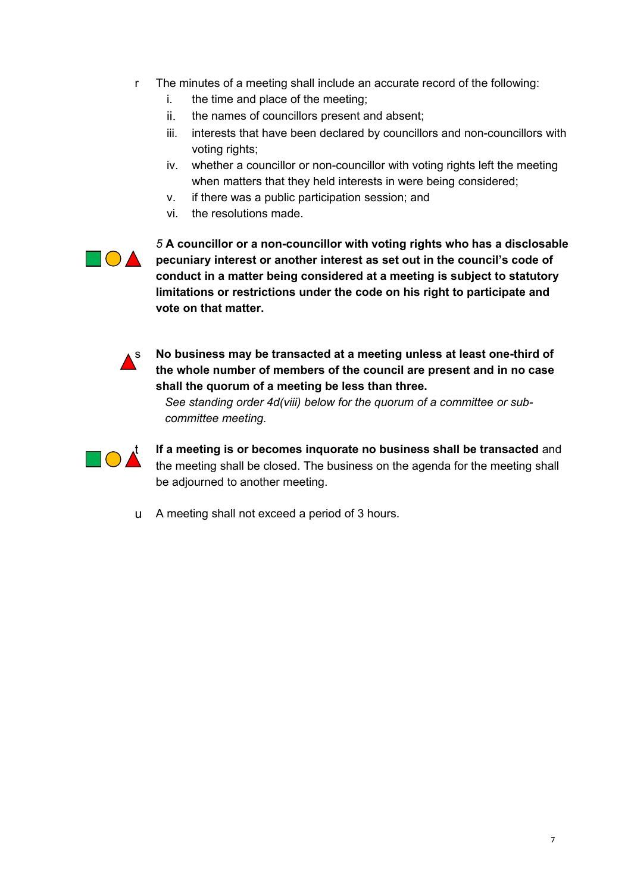r. The minutes of a meeting shall include an accurate record of the following:
   i. the time and place of the meeting;
   ii. the names of councillors present and absent;
   iii. interests that have been declared by councillors and non-councillors with voting rights;
   iv. whether a councillor or non-councillor with voting rights left the meeting when matters that they held interests in were being considered;
   v. if there was a public participation session; and
   vi. the resolutions made.

*5* **A councillor or a non-councillor with voting rights who has a disclosable pecuniary interest or another interest as set out in the council's code of conduct in a matter being considered at a meeting is subject to statutory limitations or restrictions under the code on his right to participate and vote on that matter.**

s. **No business may be transacted at a meeting unless at least one-third of the whole number of members of the council are present and in no case shall the quorum of a meeting be less than three.**

   *See standing order 4d(viii) below for the quorum of a committee or sub-committee meeting.*

t. **If a meeting is or becomes inquorate no business shall be transacted** and the meeting shall be closed. The business on the agenda for the meeting shall be adjourned to another meeting.

u. A meeting shall not exceed a period of 3 hours.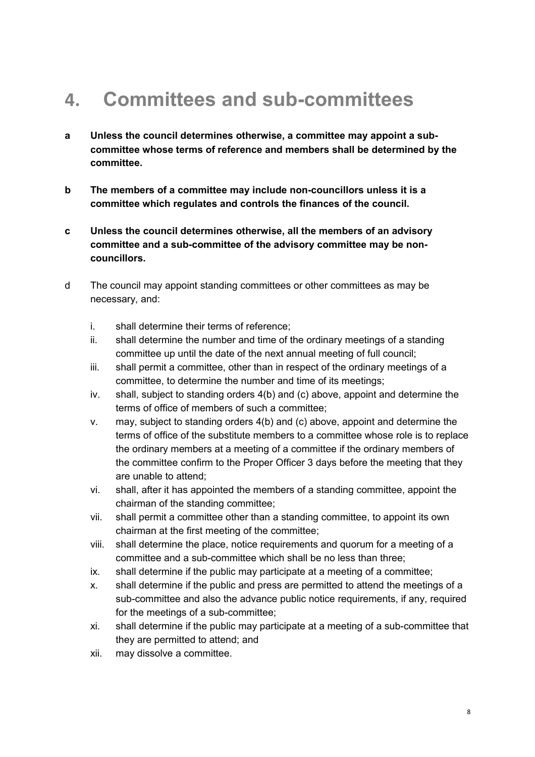# 4. Committees and sub-committees

**a Unless the council determines otherwise, a committee may appoint a sub-committee whose terms of reference and members shall be determined by the committee.**

**b The members of a committee may include non-councillors unless it is a committee which regulates and controls the finances of the council.**

**c Unless the council determines otherwise, all the members of an advisory committee and a sub-committee of the advisory committee may be non-councillors.**

d The council may appoint standing committees or other committees as may be necessary, and:

i. shall determine their terms of reference;
ii. shall determine the number and time of the ordinary meetings of a standing committee up until the date of the next annual meeting of full council;
iii. shall permit a committee, other than in respect of the ordinary meetings of a committee, to determine the number and time of its meetings;
iv. shall, subject to standing orders 4(b) and (c) above, appoint and determine the terms of office of members of such a committee;
v. may, subject to standing orders 4(b) and (c) above, appoint and determine the terms of office of the substitute members to a committee whose role is to replace the ordinary members at a meeting of a committee if the ordinary members of the committee confirm to the Proper Officer 3 days before the meeting that they are unable to attend;
vi. shall, after it has appointed the members of a standing committee, appoint the chairman of the standing committee;
vii. shall permit a committee other than a standing committee, to appoint its own chairman at the first meeting of the committee;
viii. shall determine the place, notice requirements and quorum for a meeting of a committee and a sub-committee which shall be no less than three;
ix. shall determine if the public may participate at a meeting of a committee;
x. shall determine if the public and press are permitted to attend the meetings of a sub-committee and also the advance public notice requirements, if any, required for the meetings of a sub-committee;
xi. shall determine if the public may participate at a meeting of a sub-committee that they are permitted to attend; and
xii. may dissolve a committee.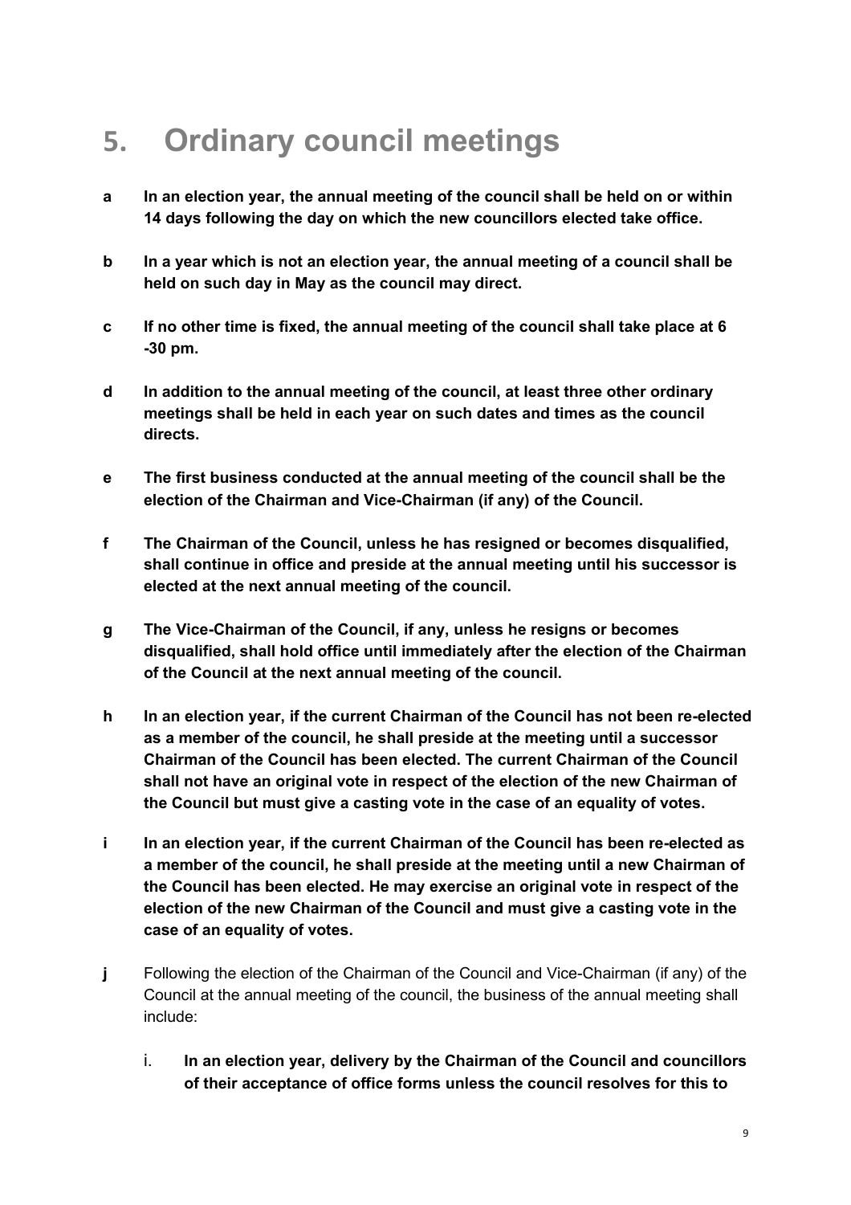# 5. Ordinary council meetings

**a** **In an election year, the annual meeting of the council shall be held on or within 14 days following the day on which the new councillors elected take office.**

**b** **In a year which is not an election year, the annual meeting of a council shall be held on such day in May as the council may direct.**

**c** **If no other time is fixed, the annual meeting of the council shall take place at 6 -30 pm.**

**d** **In addition to the annual meeting of the council, at least three other ordinary meetings shall be held in each year on such dates and times as the council directs.**

**e** **The first business conducted at the annual meeting of the council shall be the election of the Chairman and Vice-Chairman (if any) of the Council.**

**f** **The Chairman of the Council, unless he has resigned or becomes disqualified, shall continue in office and preside at the annual meeting until his successor is elected at the next annual meeting of the council.**

**g** **The Vice-Chairman of the Council, if any, unless he resigns or becomes disqualified, shall hold office until immediately after the election of the Chairman of the Council at the next annual meeting of the council.**

**h** **In an election year, if the current Chairman of the Council has not been re-elected as a member of the council, he shall preside at the meeting until a successor Chairman of the Council has been elected. The current Chairman of the Council shall not have an original vote in respect of the election of the new Chairman of the Council but must give a casting vote in the case of an equality of votes.**

**i** **In an election year, if the current Chairman of the Council has been re-elected as a member of the council, he shall preside at the meeting until a new Chairman of the Council has been elected. He may exercise an original vote in respect of the election of the new Chairman of the Council and must give a casting vote in the case of an equality of votes.**

**j** Following the election of the Chairman of the Council and Vice-Chairman (if any) of the Council at the annual meeting of the council, the business of the annual meeting shall include:

i. **In an election year, delivery by the Chairman of the Council and councillors of their acceptance of office forms unless the council resolves for this to**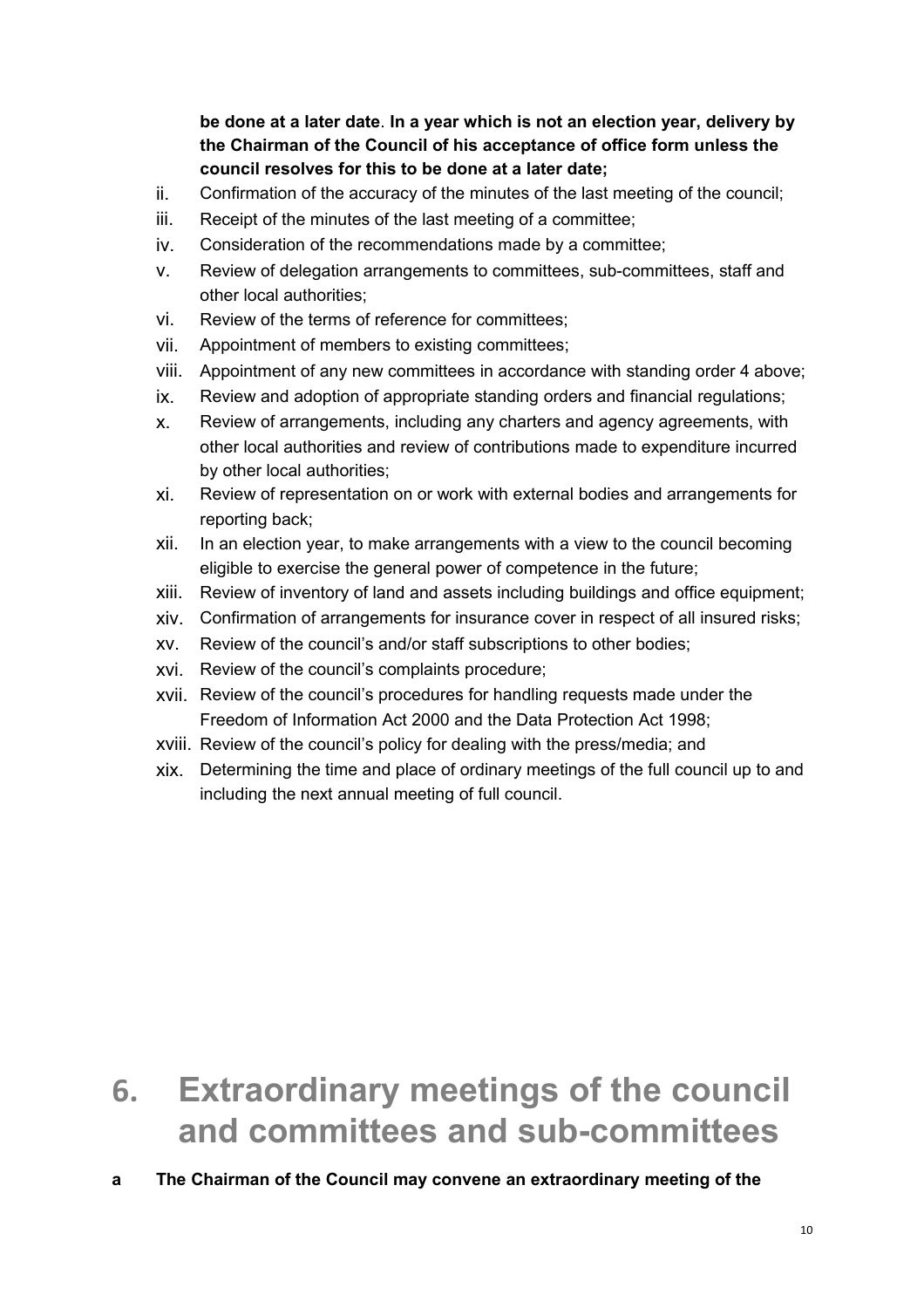**be done at a later date**. **In a year which is not an election year, delivery by the Chairman of the Council of his acceptance of office form unless the council resolves for this to be done at a later date;**

ii. Confirmation of the accuracy of the minutes of the last meeting of the council;
iii. Receipt of the minutes of the last meeting of a committee;
iv. Consideration of the recommendations made by a committee;
v. Review of delegation arrangements to committees, sub-committees, staff and other local authorities;
vi. Review of the terms of reference for committees;
vii. Appointment of members to existing committees;
viii. Appointment of any new committees in accordance with standing order 4 above;
ix. Review and adoption of appropriate standing orders and financial regulations;
x. Review of arrangements, including any charters and agency agreements, with other local authorities and review of contributions made to expenditure incurred by other local authorities;
xi. Review of representation on or work with external bodies and arrangements for reporting back;
xii. In an election year, to make arrangements with a view to the council becoming eligible to exercise the general power of competence in the future;
xiii. Review of inventory of land and assets including buildings and office equipment;
xiv. Confirmation of arrangements for insurance cover in respect of all insured risks;
xv. Review of the council's and/or staff subscriptions to other bodies;
xvi. Review of the council's complaints procedure;
xvii. Review of the council's procedures for handling requests made under the Freedom of Information Act 2000 and the Data Protection Act 1998;
xviii. Review of the council's policy for dealing with the press/media; and
xix. Determining the time and place of ordinary meetings of the full council up to and including the next annual meeting of full council.

# 6. Extraordinary meetings of the council and committees and sub-committees

**a The Chairman of the Council may convene an extraordinary meeting of the**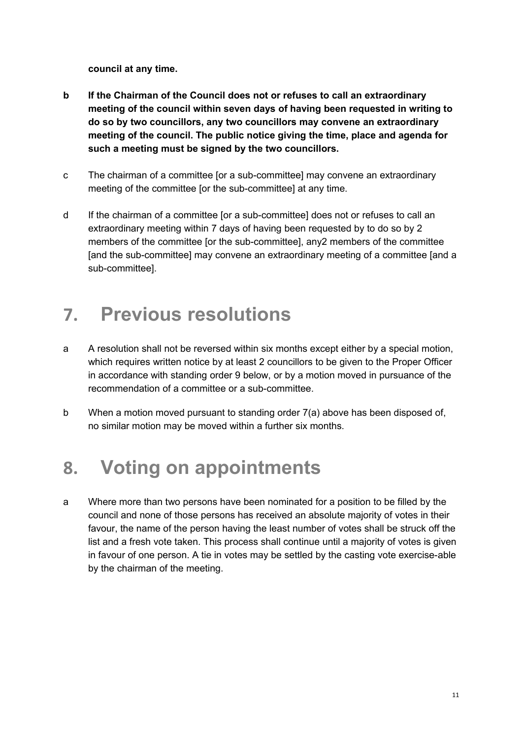**council at any time.**

**b If the Chairman of the Council does not or refuses to call an extraordinary meeting of the council within seven days of having been requested in writing to do so by two councillors, any two councillors may convene an extraordinary meeting of the council. The public notice giving the time, place and agenda for such a meeting must be signed by the two councillors.**

c The chairman of a committee [or a sub-committee] may convene an extraordinary meeting of the committee [or the sub-committee] at any time.

d If the chairman of a committee [or a sub-committee] does not or refuses to call an extraordinary meeting within 7 days of having been requested by to do so by 2 members of the committee [or the sub-committee], any2 members of the committee [and the sub-committee] may convene an extraordinary meeting of a committee [and a sub-committee].

# 7. Previous resolutions

a A resolution shall not be reversed within six months except either by a special motion, which requires written notice by at least 2 councillors to be given to the Proper Officer in accordance with standing order 9 below, or by a motion moved in pursuance of the recommendation of a committee or a sub-committee.

b When a motion moved pursuant to standing order 7(a) above has been disposed of, no similar motion may be moved within a further six months.

# 8. Voting on appointments

a Where more than two persons have been nominated for a position to be filled by the council and none of those persons has received an absolute majority of votes in their favour, the name of the person having the least number of votes shall be struck off the list and a fresh vote taken. This process shall continue until a majority of votes is given in favour of one person. A tie in votes may be settled by the casting vote exercise-able by the chairman of the meeting.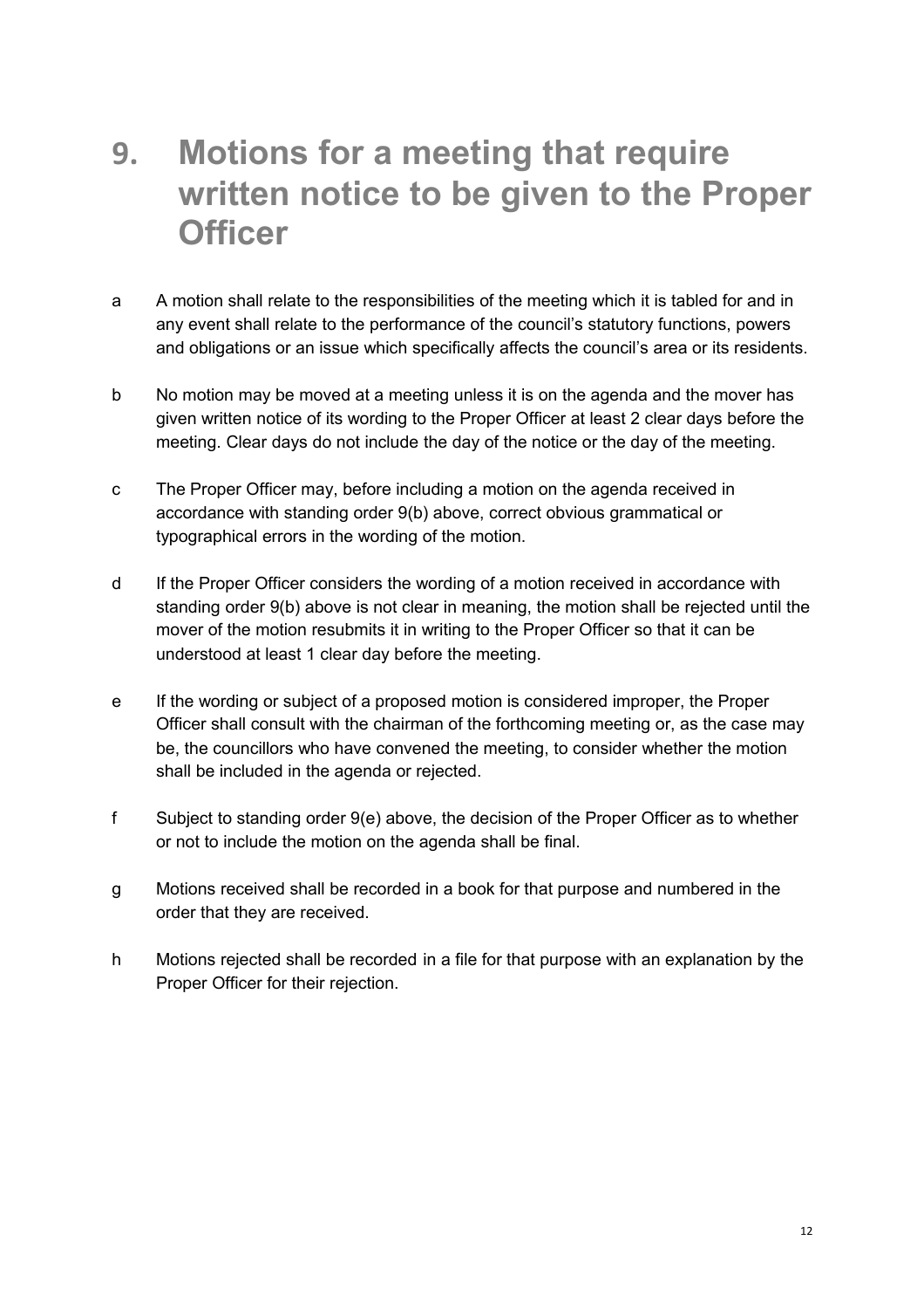# 9. Motions for a meeting that require written notice to be given to the Proper Officer

a A motion shall relate to the responsibilities of the meeting which it is tabled for and in any event shall relate to the performance of the council's statutory functions, powers and obligations or an issue which specifically affects the council's area or its residents.

b No motion may be moved at a meeting unless it is on the agenda and the mover has given written notice of its wording to the Proper Officer at least 2 clear days before the meeting. Clear days do not include the day of the notice or the day of the meeting.

c The Proper Officer may, before including a motion on the agenda received in accordance with standing order 9(b) above, correct obvious grammatical or typographical errors in the wording of the motion.

d If the Proper Officer considers the wording of a motion received in accordance with standing order 9(b) above is not clear in meaning, the motion shall be rejected until the mover of the motion resubmits it in writing to the Proper Officer so that it can be understood at least 1 clear day before the meeting.

e If the wording or subject of a proposed motion is considered improper, the Proper Officer shall consult with the chairman of the forthcoming meeting or, as the case may be, the councillors who have convened the meeting, to consider whether the motion shall be included in the agenda or rejected.

f Subject to standing order 9(e) above, the decision of the Proper Officer as to whether or not to include the motion on the agenda shall be final.

g Motions received shall be recorded in a book for that purpose and numbered in the order that they are received.

h Motions rejected shall be recorded in a file for that purpose with an explanation by the Proper Officer for their rejection.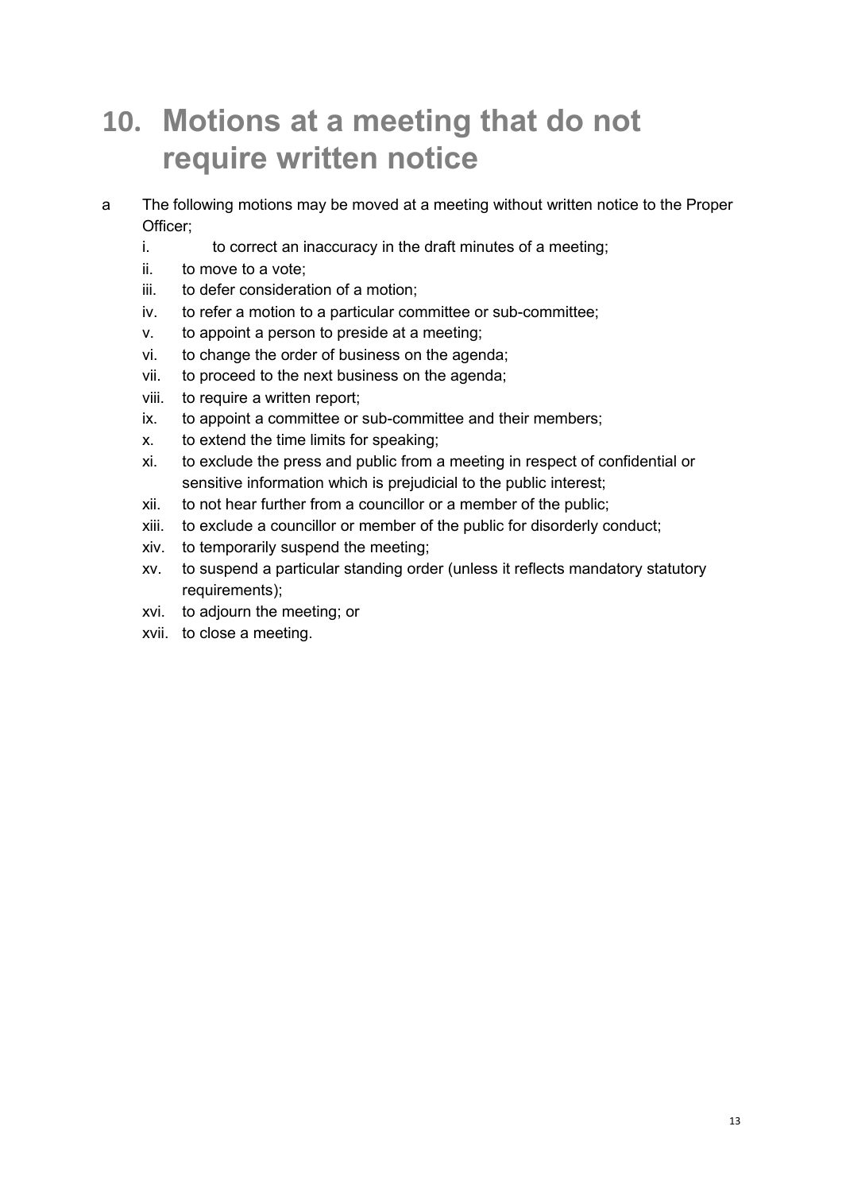# 10. Motions at a meeting that do not require written notice

a The following motions may be moved at a meeting without written notice to the Proper Officer;

i. to correct an inaccuracy in the draft minutes of a meeting;
ii. to move to a vote;
iii. to defer consideration of a motion;
iv. to refer a motion to a particular committee or sub-committee;
v. to appoint a person to preside at a meeting;
vi. to change the order of business on the agenda;
vii. to proceed to the next business on the agenda;
viii. to require a written report;
ix. to appoint a committee or sub-committee and their members;
x. to extend the time limits for speaking;
xi. to exclude the press and public from a meeting in respect of confidential or sensitive information which is prejudicial to the public interest;
xii. to not hear further from a councillor or a member of the public;
xiii. to exclude a councillor or member of the public for disorderly conduct;
xiv. to temporarily suspend the meeting;
xv. to suspend a particular standing order (unless it reflects mandatory statutory requirements);
xvi. to adjourn the meeting; or
xvii. to close a meeting.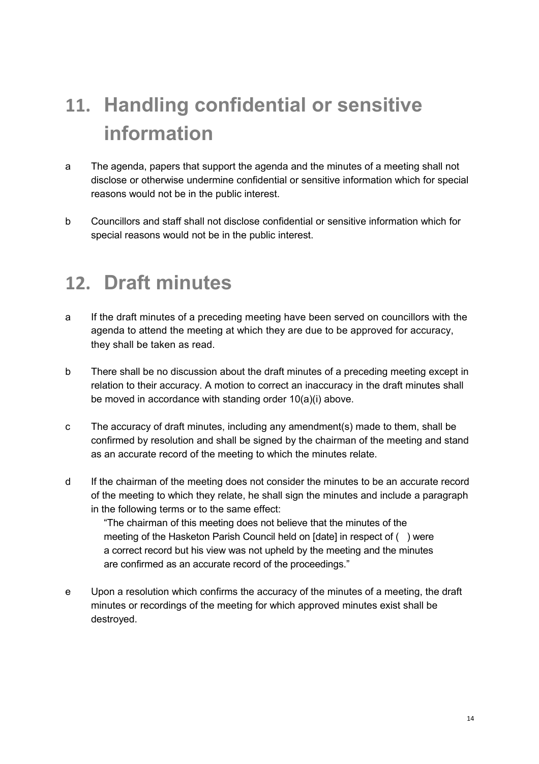# 11. Handling confidential or sensitive information

a The agenda, papers that support the agenda and the minutes of a meeting shall not disclose or otherwise undermine confidential or sensitive information which for special reasons would not be in the public interest.

b Councillors and staff shall not disclose confidential or sensitive information which for special reasons would not be in the public interest.

# 12. Draft minutes

a If the draft minutes of a preceding meeting have been served on councillors with the agenda to attend the meeting at which they are due to be approved for accuracy, they shall be taken as read.

b There shall be no discussion about the draft minutes of a preceding meeting except in relation to their accuracy. A motion to correct an inaccuracy in the draft minutes shall be moved in accordance with standing order 10(a)(i) above.

c The accuracy of draft minutes, including any amendment(s) made to them, shall be confirmed by resolution and shall be signed by the chairman of the meeting and stand as an accurate record of the meeting to which the minutes relate.

d If the chairman of the meeting does not consider the minutes to be an accurate record of the meeting to which they relate, he shall sign the minutes and include a paragraph in the following terms or to the same effect:

> "The chairman of this meeting does not believe that the minutes of the meeting of the Hasketon Parish Council held on [date] in respect of ( ) were a correct record but his view was not upheld by the meeting and the minutes are confirmed as an accurate record of the proceedings."

e Upon a resolution which confirms the accuracy of the minutes of a meeting, the draft minutes or recordings of the meeting for which approved minutes exist shall be destroyed.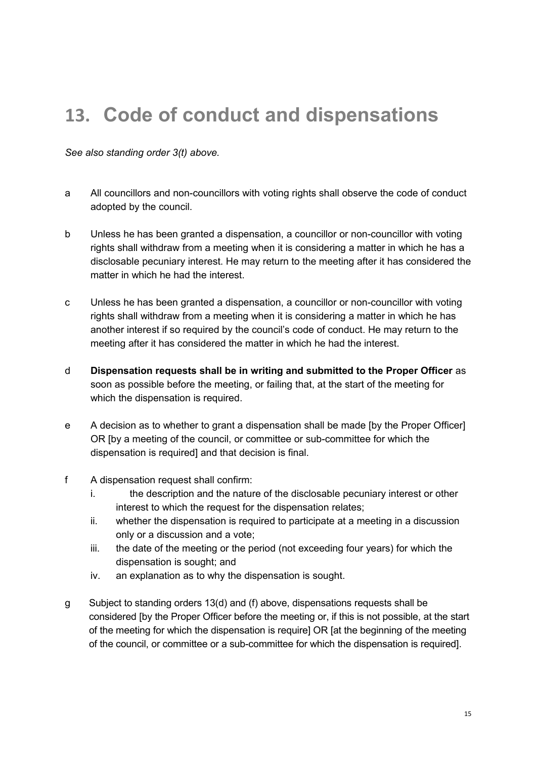# 13. Code of conduct and dispensations

*See also standing order 3(t) above.*

a All councillors and non-councillors with voting rights shall observe the code of conduct adopted by the council.

b Unless he has been granted a dispensation, a councillor or non-councillor with voting rights shall withdraw from a meeting when it is considering a matter in which he has a disclosable pecuniary interest. He may return to the meeting after it has considered the matter in which he had the interest.

c Unless he has been granted a dispensation, a councillor or non-councillor with voting rights shall withdraw from a meeting when it is considering a matter in which he has another interest if so required by the council's code of conduct. He may return to the meeting after it has considered the matter in which he had the interest.

d **Dispensation requests shall be in writing and submitted to the Proper Officer** as soon as possible before the meeting, or failing that, at the start of the meeting for which the dispensation is required.

e A decision as to whether to grant a dispensation shall be made [by the Proper Officer] OR [by a meeting of the council, or committee or sub-committee for which the dispensation is required] and that decision is final.

f A dispensation request shall confirm:

   i. the description and the nature of the disclosable pecuniary interest or other interest to which the request for the dispensation relates;

   ii. whether the dispensation is required to participate at a meeting in a discussion only or a discussion and a vote;

   iii. the date of the meeting or the period (not exceeding four years) for which the dispensation is sought; and

   iv. an explanation as to why the dispensation is sought.

g Subject to standing orders 13(d) and (f) above, dispensations requests shall be considered [by the Proper Officer before the meeting or, if this is not possible, at the start of the meeting for which the dispensation is require] OR [at the beginning of the meeting of the council, or committee or a sub-committee for which the dispensation is required].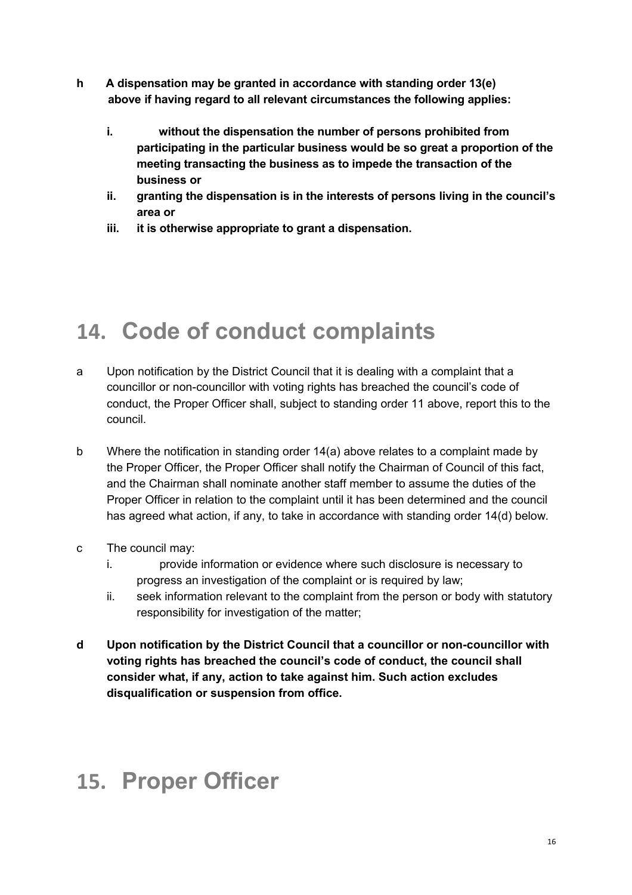**h A dispensation may be granted in accordance with standing order 13(e) above if having regard to all relevant circumstances the following applies:**

- **i. without the dispensation the number of persons prohibited from participating in the particular business would be so great a proportion of the meeting transacting the business as to impede the transaction of the business or**
- **ii. granting the dispensation is in the interests of persons living in the council's area or**
- **iii. it is otherwise appropriate to grant a dispensation.**

# 14. Code of conduct complaints

a Upon notification by the District Council that it is dealing with a complaint that a councillor or non-councillor with voting rights has breached the council's code of conduct, the Proper Officer shall, subject to standing order 11 above, report this to the council.

b Where the notification in standing order 14(a) above relates to a complaint made by the Proper Officer, the Proper Officer shall notify the Chairman of Council of this fact, and the Chairman shall nominate another staff member to assume the duties of the Proper Officer in relation to the complaint until it has been determined and the council has agreed what action, if any, to take in accordance with standing order 14(d) below.

c The council may:

- i. provide information or evidence where such disclosure is necessary to progress an investigation of the complaint or is required by law;
- ii. seek information relevant to the complaint from the person or body with statutory responsibility for investigation of the matter;

**d Upon notification by the District Council that a councillor or non-councillor with voting rights has breached the council's code of conduct, the council shall consider what, if any, action to take against him. Such action excludes disqualification or suspension from office.**

# 15. Proper Officer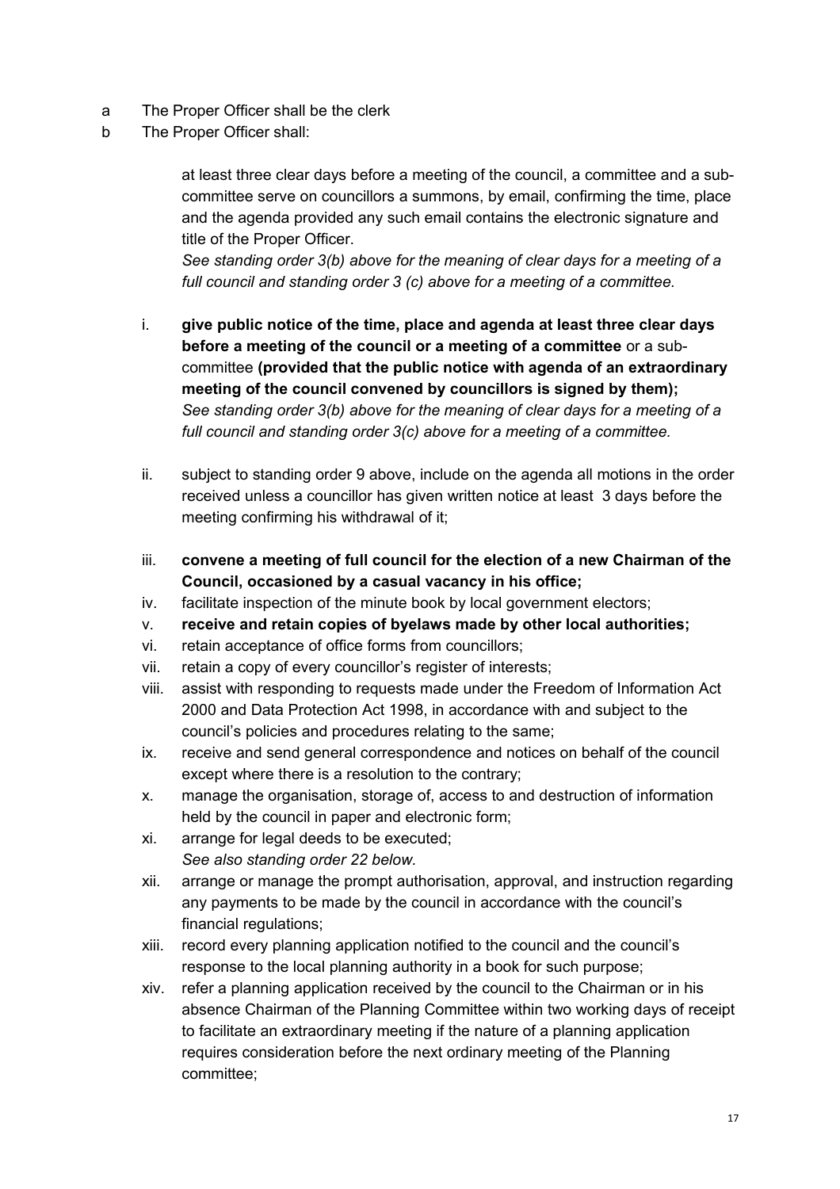a The Proper Officer shall be the clerk

b The Proper Officer shall:

at least three clear days before a meeting of the council, a committee and a sub-committee serve on councillors a summons, by email, confirming the time, place and the agenda provided any such email contains the electronic signature and title of the Proper Officer.

*See standing order 3(b) above for the meaning of clear days for a meeting of a full council and standing order 3 (c) above for a meeting of a committee.*

i. **give public notice of the time, place and agenda at least three clear days before a meeting of the council or a meeting of a committee** or a sub-committee **(provided that the public notice with agenda of an extraordinary meeting of the council convened by councillors is signed by them);**
*See standing order 3(b) above for the meaning of clear days for a meeting of a full council and standing order 3(c) above for a meeting of a committee.*

ii. subject to standing order 9 above, include on the agenda all motions in the order received unless a councillor has given written notice at least 3 days before the meeting confirming his withdrawal of it;

iii. **convene a meeting of full council for the election of a new Chairman of the Council, occasioned by a casual vacancy in his office;**

iv. facilitate inspection of the minute book by local government electors;

v. **receive and retain copies of byelaws made by other local authorities;**

vi. retain acceptance of office forms from councillors;

vii. retain a copy of every councillor's register of interests;

viii. assist with responding to requests made under the Freedom of Information Act 2000 and Data Protection Act 1998, in accordance with and subject to the council's policies and procedures relating to the same;

ix. receive and send general correspondence and notices on behalf of the council except where there is a resolution to the contrary;

x. manage the organisation, storage of, access to and destruction of information held by the council in paper and electronic form;

xi. arrange for legal deeds to be executed;
*See also standing order 22 below.*

xii. arrange or manage the prompt authorisation, approval, and instruction regarding any payments to be made by the council in accordance with the council's financial regulations;

xiii. record every planning application notified to the council and the council's response to the local planning authority in a book for such purpose;

xiv. refer a planning application received by the council to the Chairman or in his absence Chairman of the Planning Committee within two working days of receipt to facilitate an extraordinary meeting if the nature of a planning application requires consideration before the next ordinary meeting of the Planning committee;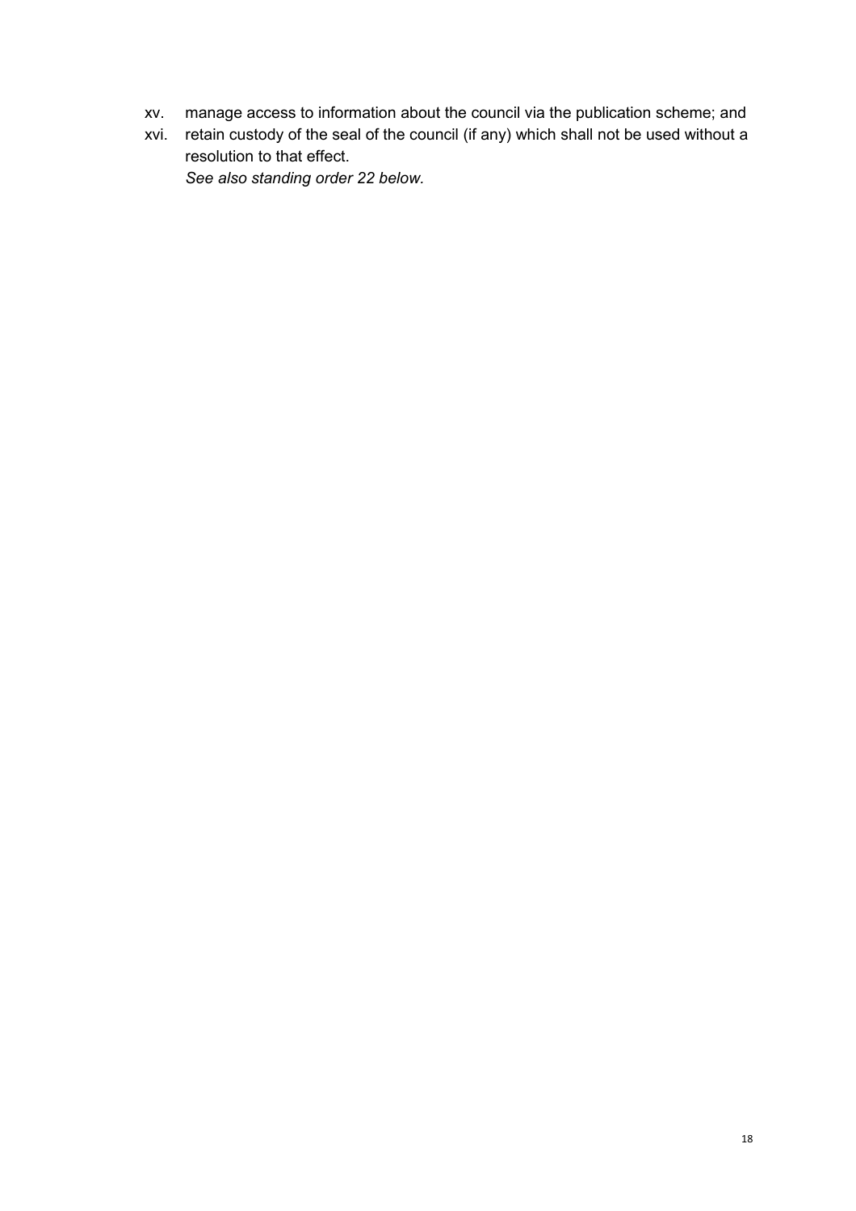xv. manage access to information about the council via the publication scheme; and

xvi. retain custody of the seal of the council (if any) which shall not be used without a resolution to that effect.
*See also standing order 22 below.*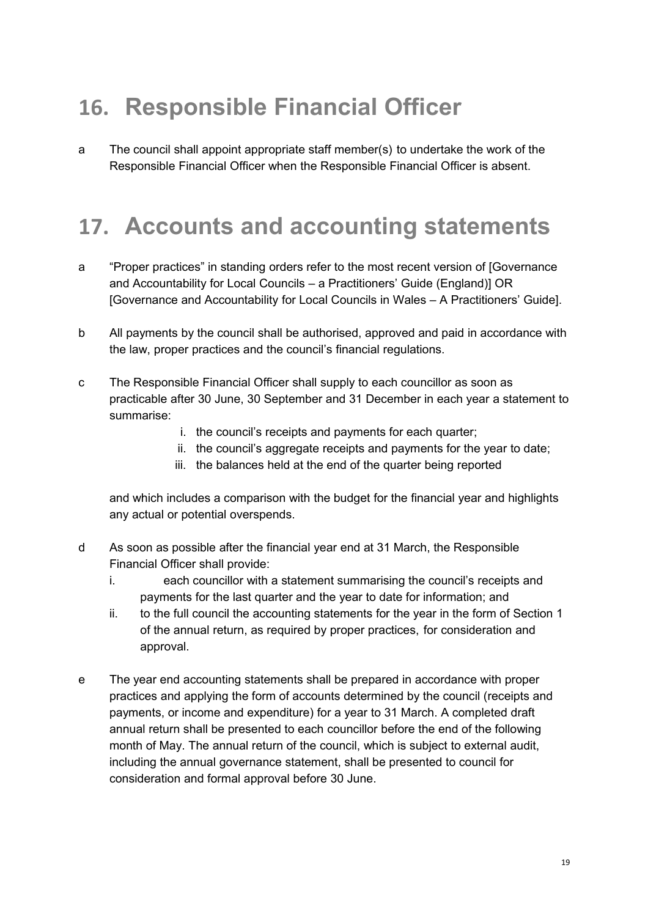## 16. Responsible Financial Officer

a The council shall appoint appropriate staff member(s) to undertake the work of the Responsible Financial Officer when the Responsible Financial Officer is absent.

## 17. Accounts and accounting statements

a "Proper practices" in standing orders refer to the most recent version of [Governance and Accountability for Local Councils – a Practitioners' Guide (England)] OR [Governance and Accountability for Local Councils in Wales – A Practitioners' Guide].

b All payments by the council shall be authorised, approved and paid in accordance with the law, proper practices and the council's financial regulations.

c The Responsible Financial Officer shall supply to each councillor as soon as practicable after 30 June, 30 September and 31 December in each year a statement to summarise:

i. the council's receipts and payments for each quarter;
ii. the council's aggregate receipts and payments for the year to date;
iii. the balances held at the end of the quarter being reported

and which includes a comparison with the budget for the financial year and highlights any actual or potential overspends.

d As soon as possible after the financial year end at 31 March, the Responsible Financial Officer shall provide:

i. each councillor with a statement summarising the council's receipts and payments for the last quarter and the year to date for information; and
ii. to the full council the accounting statements for the year in the form of Section 1 of the annual return, as required by proper practices, for consideration and approval.

e The year end accounting statements shall be prepared in accordance with proper practices and applying the form of accounts determined by the council (receipts and payments, or income and expenditure) for a year to 31 March. A completed draft annual return shall be presented to each councillor before the end of the following month of May. The annual return of the council, which is subject to external audit, including the annual governance statement, shall be presented to council for consideration and formal approval before 30 June.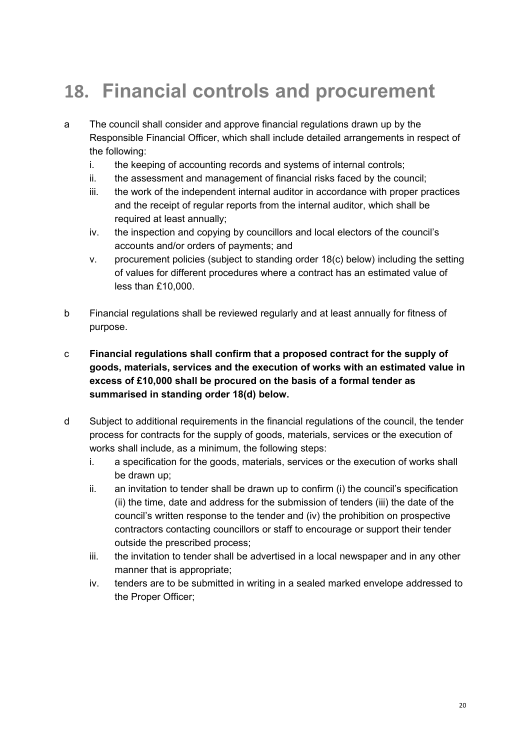# 18. Financial controls and procurement

a The council shall consider and approve financial regulations drawn up by the Responsible Financial Officer, which shall include detailed arrangements in respect of the following:

   i. the keeping of accounting records and systems of internal controls;
   ii. the assessment and management of financial risks faced by the council;
   iii. the work of the independent internal auditor in accordance with proper practices and the receipt of regular reports from the internal auditor, which shall be required at least annually;
   iv. the inspection and copying by councillors and local electors of the council's accounts and/or orders of payments; and
   v. procurement policies (subject to standing order 18(c) below) including the setting of values for different procedures where a contract has an estimated value of less than £10,000.

b Financial regulations shall be reviewed regularly and at least annually for fitness of purpose.

c **Financial regulations shall confirm that a proposed contract for the supply of goods, materials, services and the execution of works with an estimated value in excess of £10,000 shall be procured on the basis of a formal tender as summarised in standing order 18(d) below.**

d Subject to additional requirements in the financial regulations of the council, the tender process for contracts for the supply of goods, materials, services or the execution of works shall include, as a minimum, the following steps:

   i. a specification for the goods, materials, services or the execution of works shall be drawn up;
   ii. an invitation to tender shall be drawn up to confirm (i) the council's specification (ii) the time, date and address for the submission of tenders (iii) the date of the council's written response to the tender and (iv) the prohibition on prospective contractors contacting councillors or staff to encourage or support their tender outside the prescribed process;
   iii. the invitation to tender shall be advertised in a local newspaper and in any other manner that is appropriate;
   iv. tenders are to be submitted in writing in a sealed marked envelope addressed to the Proper Officer;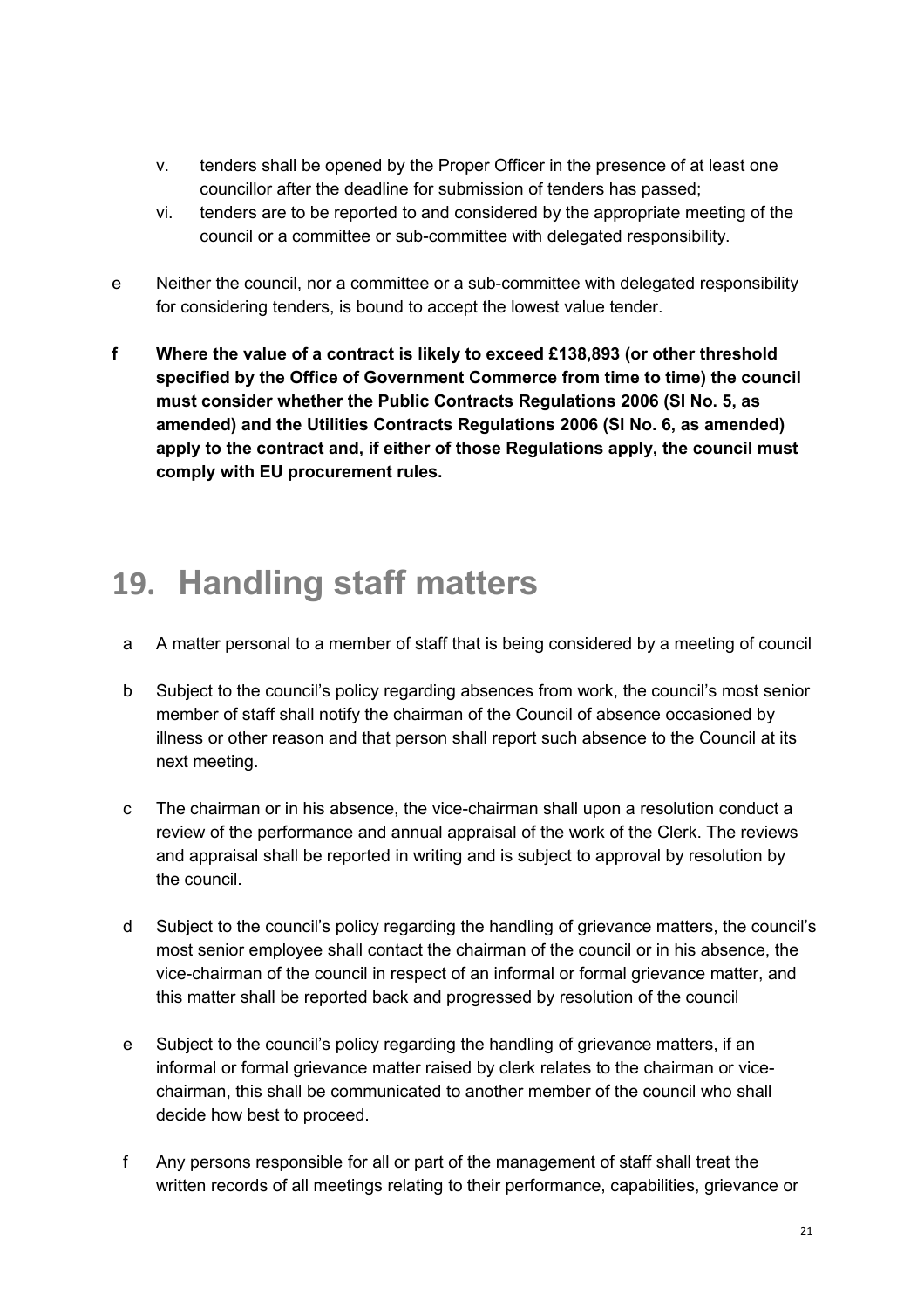v. tenders shall be opened by the Proper Officer in the presence of at least one councillor after the deadline for submission of tenders has passed;

vi. tenders are to be reported to and considered by the appropriate meeting of the council or a committee or sub-committee with delegated responsibility.

e Neither the council, nor a committee or a sub-committee with delegated responsibility for considering tenders, is bound to accept the lowest value tender.

**f Where the value of a contract is likely to exceed £138,893 (or other threshold specified by the Office of Government Commerce from time to time) the council must consider whether the Public Contracts Regulations 2006 (SI No. 5, as amended) and the Utilities Contracts Regulations 2006 (SI No. 6, as amended) apply to the contract and, if either of those Regulations apply, the council must comply with EU procurement rules.**

## 19. Handling staff matters

a A matter personal to a member of staff that is being considered by a meeting of council

b Subject to the council's policy regarding absences from work, the council's most senior member of staff shall notify the chairman of the Council of absence occasioned by illness or other reason and that person shall report such absence to the Council at its next meeting.

c The chairman or in his absence, the vice-chairman shall upon a resolution conduct a review of the performance and annual appraisal of the work of the Clerk. The reviews and appraisal shall be reported in writing and is subject to approval by resolution by the council.

d Subject to the council's policy regarding the handling of grievance matters, the council's most senior employee shall contact the chairman of the council or in his absence, the vice-chairman of the council in respect of an informal or formal grievance matter, and this matter shall be reported back and progressed by resolution of the council

e Subject to the council's policy regarding the handling of grievance matters, if an informal or formal grievance matter raised by clerk relates to the chairman or vice-chairman, this shall be communicated to another member of the council who shall decide how best to proceed.

f Any persons responsible for all or part of the management of staff shall treat the written records of all meetings relating to their performance, capabilities, grievance or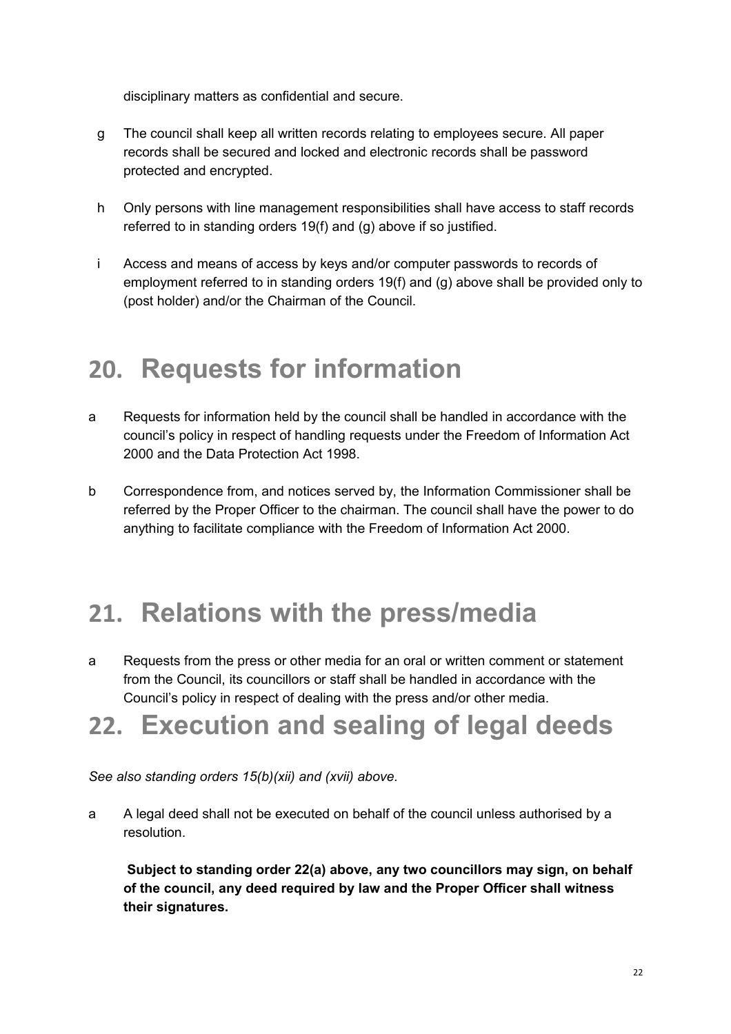disciplinary matters as confidential and secure.

g The council shall keep all written records relating to employees secure. All paper records shall be secured and locked and electronic records shall be password protected and encrypted.

h Only persons with line management responsibilities shall have access to staff records referred to in standing orders 19(f) and (g) above if so justified.

i Access and means of access by keys and/or computer passwords to records of employment referred to in standing orders 19(f) and (g) above shall be provided only to (post holder) and/or the Chairman of the Council.

## 20. Requests for information

a Requests for information held by the council shall be handled in accordance with the council's policy in respect of handling requests under the Freedom of Information Act 2000 and the Data Protection Act 1998.

b Correspondence from, and notices served by, the Information Commissioner shall be referred by the Proper Officer to the chairman. The council shall have the power to do anything to facilitate compliance with the Freedom of Information Act 2000.

## 21. Relations with the press/media

a Requests from the press or other media for an oral or written comment or statement from the Council, its councillors or staff shall be handled in accordance with the Council's policy in respect of dealing with the press and/or other media.

## 22. Execution and sealing of legal deeds

*See also standing orders 15(b)(xii) and (xvii) above.*

a A legal deed shall not be executed on behalf of the council unless authorised by a resolution.

**Subject to standing order 22(a) above, any two councillors may sign, on behalf of the council, any deed required by law and the Proper Officer shall witness their signatures.**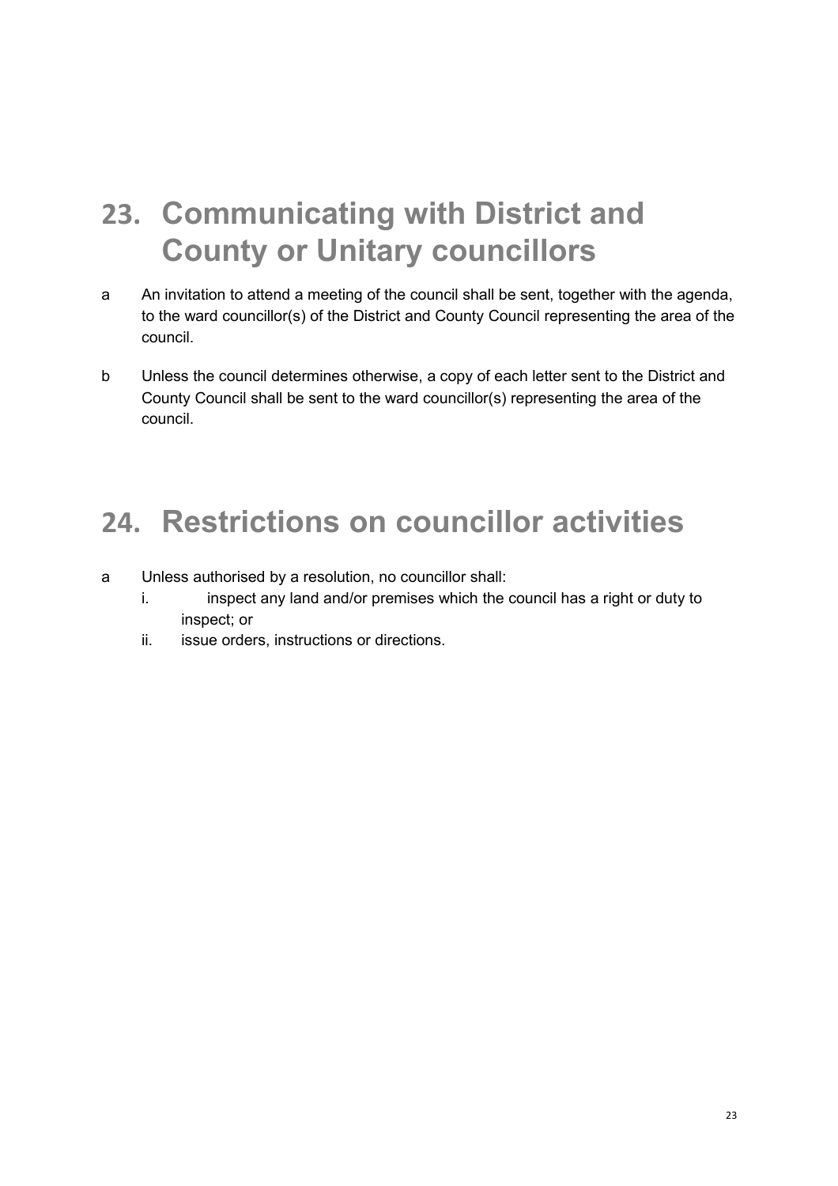## 23. Communicating with District and County or Unitary councillors

a An invitation to attend a meeting of the council shall be sent, together with the agenda, to the ward councillor(s) of the District and County Council representing the area of the council.

b Unless the council determines otherwise, a copy of each letter sent to the District and County Council shall be sent to the ward councillor(s) representing the area of the council.

## 24. Restrictions on councillor activities

a Unless authorised by a resolution, no councillor shall:
   - i. inspect any land and/or premises which the council has a right or duty to inspect; or
   - ii. issue orders, instructions or directions.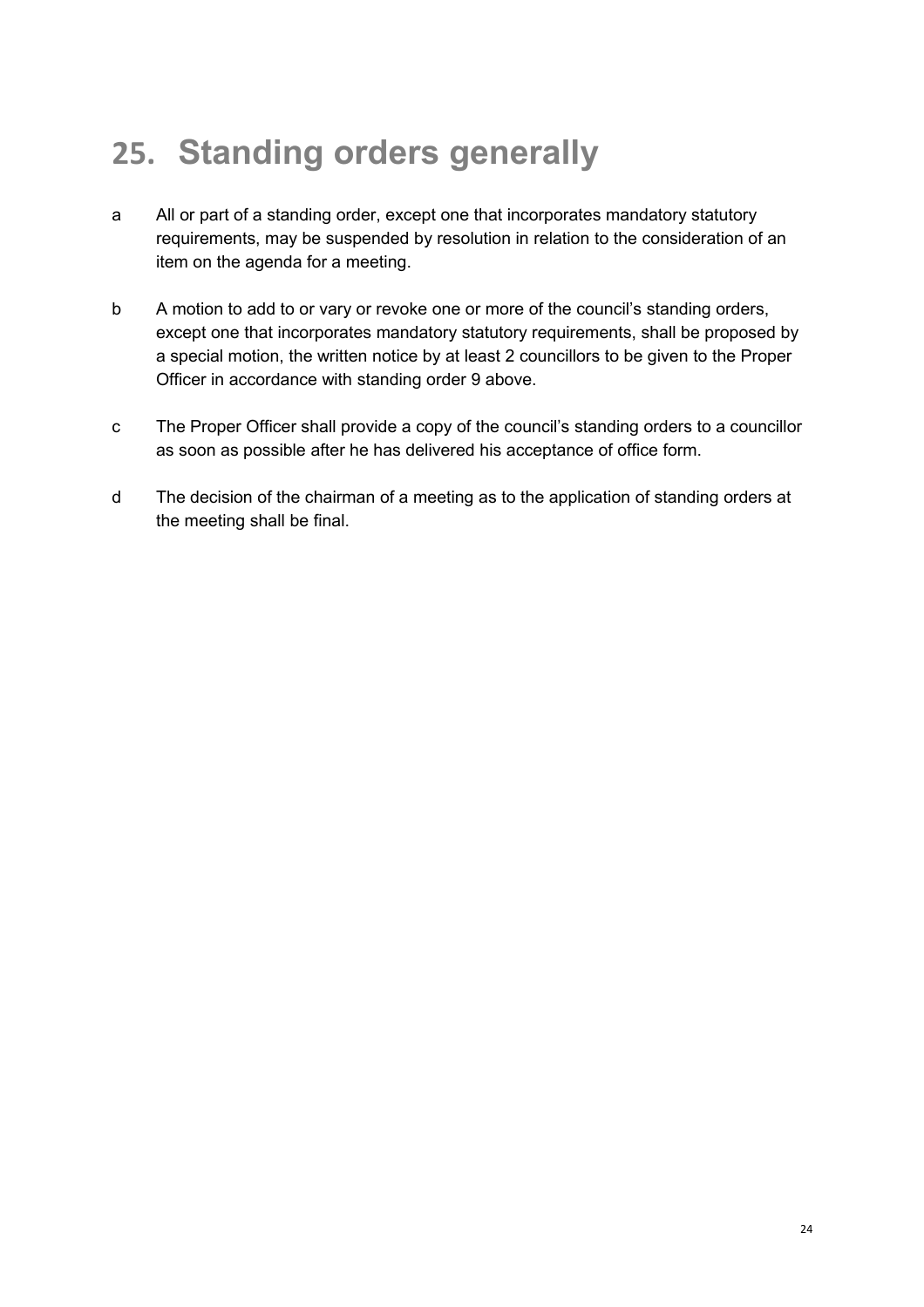# 25. Standing orders generally

a All or part of a standing order, except one that incorporates mandatory statutory requirements, may be suspended by resolution in relation to the consideration of an item on the agenda for a meeting.

b A motion to add to or vary or revoke one or more of the council's standing orders, except one that incorporates mandatory statutory requirements, shall be proposed by a special motion, the written notice by at least 2 councillors to be given to the Proper Officer in accordance with standing order 9 above.

c The Proper Officer shall provide a copy of the council's standing orders to a councillor as soon as possible after he has delivered his acceptance of office form.

d The decision of the chairman of a meeting as to the application of standing orders at the meeting shall be final.